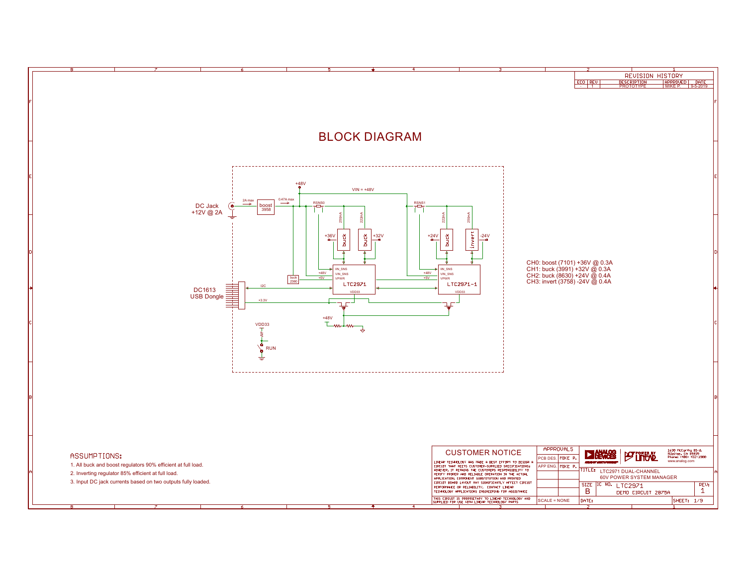# BLOCK DIAGRAM

| REVISION HISTORY | | | | |
|---|---|---|---|---|
| ECO | REV | DESCRIPTION | APPROVED | DATE |
| - | 1 | PROTOTYPE | MIKE P. | 9-5-2019 |

DC Jack +12V @ 2A

2A max

boost 3958

0.47A max

+48V

VIN = +48V

RSNS0

RSNS1

250mA 222mA

222mA 250mA

+36V buck buck +32V

+24V buck invert -24V

IIN_SNS VIN_SNS VPWR

+48V +5V

LTC2971

VDD33

IIN_SNS VIN_SNS VPWR

+48V +5V

LTC2971-1

VDD33

buck 2360

DC1613 USB Dongle

I2C

+3.3V

+48V

VDD33

RUN

CH0: boost (7101) +36V @ 0.3A
CH1: buck (3991) +32V @ 0.3A
CH2: buck (8630) +24V @ 0.4A
CH3: invert (3758) -24V @ 0.4A

## ASSUMPTIONS:

1. All buck and boost regulators 90% efficient at full load.
2. Inverting regulator 85% efficient at full load.
3. Input DC jack currents based on two outputs fully loaded.

## CUSTOMER NOTICE

LINEAR TECHNOLOGY HAS MADE A BEST EFFORT TO DESIGN A CIRCUIT THAT MEETS CUSTOMER-SUPPLIED SPECIFICATIONS; HOWEVER, IT REMAINS THE CUSTOMERS RESPONSIBILITY TO VERIFY PROPER AND RELIABLE OPERATION IN THE ACTUAL APPLICATION. COMPONENT SUBSTITUTION AND PRINTED CIRCUIT BOARD LAYOUT MAY SIGNIFICANTLY AFFECT CIRCUIT PERFORMANCE OR RELIABILITY. CONTACT LINEAR TECHNOLOGY APPLICATIONS ENGINEERING FOR ASSISTANCE.

THIS CIRCUIT IS PROPRIETARY TO LINEAR TECHNOLOGY AND SUPPLIED FOR USE WITH LINEAR TECHNOLOGY PARTS.

| APPROVALS | |
|---|---|
| PCB DES. | MIKE P. |
| APP ENG. | MIKE P. |

SCALE = NONE

ANALOG DEVICES — POWER BY LINEAR

1630 McCarthy Blvd.
Milpitas, CA 95035
Phone: (408) 432-1900
www.analog.com

TITLE: LTC2971 DUAL-CHANNEL 60V POWER SYSTEM MANAGER

SIZE: B | IC NO. LTC2971 | DEMO CIRCUIT 2875A | REV: 1

DATE: | SHEET: 1/9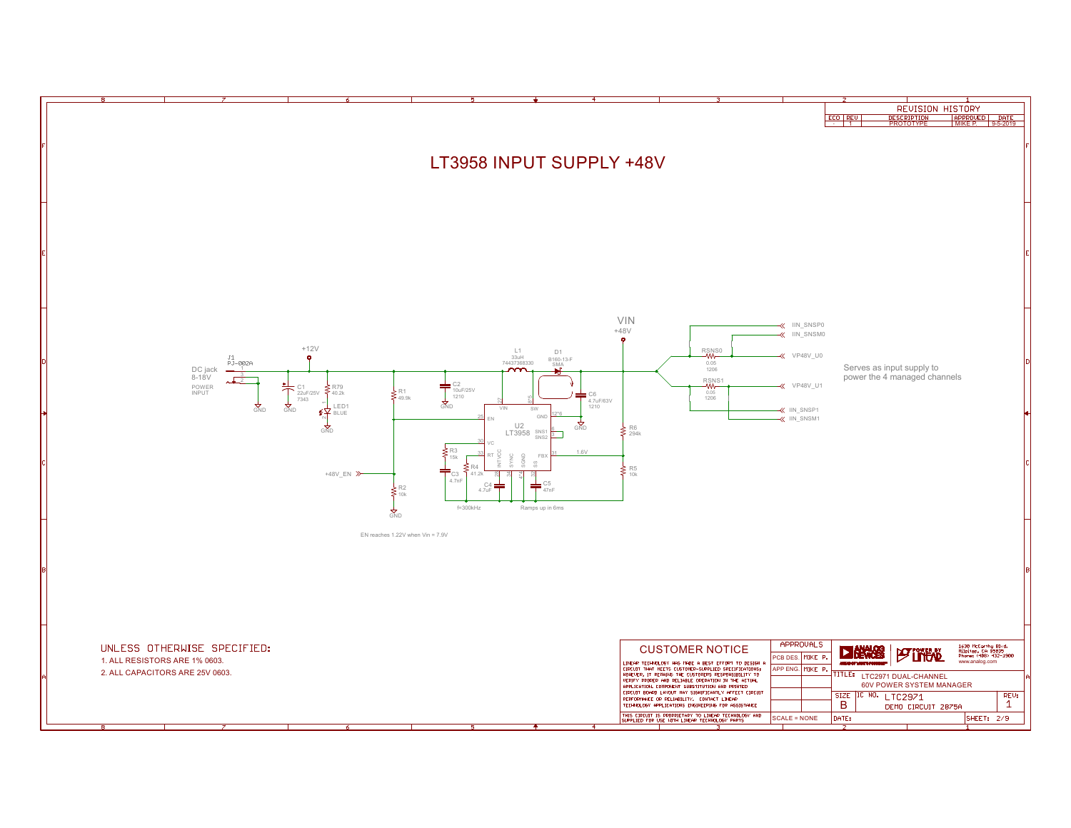| REVISION HISTORY | | | | |
|---|---|---|---|---|
| ECO | REV | DESCRIPTION | APPROVED | DATE |
| - | 1 | PROTOTYPE | MIKE P. | 9-5-2019 |

# LT3958 INPUT SUPPLY +48V

VIN
+48V

+12V

J1
PJ-002A

DC jack
8-18V
POWER
INPUT

C1
22uF/25V
7343

R79
40.2k

LED1
BLUE

R1
49.9k

C2
10uF/25V
1210

L1
33uH
74437368330

D1
B160-13-F
SMA

C6
4.7uF/63V
1210

U2
LT3958

VIN, EN, VC, RT, INTVCC, SYNC, SGND, SS, SW, GND, SNS1, SNS2, FBX

12*6

R3
15k

C3
4.7nF

R4
41.2k

C4
4.7uF

C5
47nF

R6
294k

R5
10k

1.6V

+48V_EN

R2
10k

f=300kHz

Ramps up in 6ms

EN reaches 1.22V when Vin = 7.9V

RSNS0
0.05
1206

RSNS1
0.05
1206

IIN_SNSP0
IIN_SNSM0
VP48V_U0
VP48V_U1
IIN_SNSP1
IIN_SNSM1

Serves as input supply to power the 4 managed channels

GND

UNLESS OTHERWISE SPECIFIED:
1. ALL RESISTORS ARE 1% 0603.
2. ALL CAPACITORS ARE 25V 0603.

CUSTOMER NOTICE

LINEAR TECHNOLOGY HAS MADE A BEST EFFORT TO DESIGN A CIRCUIT THAT MEETS CUSTOMER-SUPPLIED SPECIFICATIONS; HOWEVER, IT REMAINS THE CUSTOMERS RESPONSIBILITY TO VERIFY PROPER AND RELIABLE OPERATION IN THE ACTUAL APPLICATION. COMPONENT SUBSTITUTION AND PRINTED CIRCUIT BOARD LAYOUT MAY SIGNIFICANTLY AFFECT CIRCUIT PERFORMANCE OR RELIABILITY. CONTACT LINEAR TECHNOLOGY APPLICATIONS ENGINEERING FOR ASSISTANCE.

THIS CIRCUIT IS PROPRIETARY TO LINEAR TECHNOLOGY AND SUPPLIED FOR USE WITH LINEAR TECHNOLOGY PARTS.

| APPROVALS | |
|---|---|
| PCB DES. | MIKE P. |
| APP ENG. | MIKE P. |

SCALE = NONE

1630 McCarthy Blvd.
Milpitas, CA 95035
Phone: (408) 432-1900
www.analog.com

TITLE: LTC2971 DUAL-CHANNEL 60V POWER SYSTEM MANAGER

SIZE: B
IC NO. LTC2971
DEMO CIRCUIT 2875A
REV: 1

DATE:
SHEET: 2/9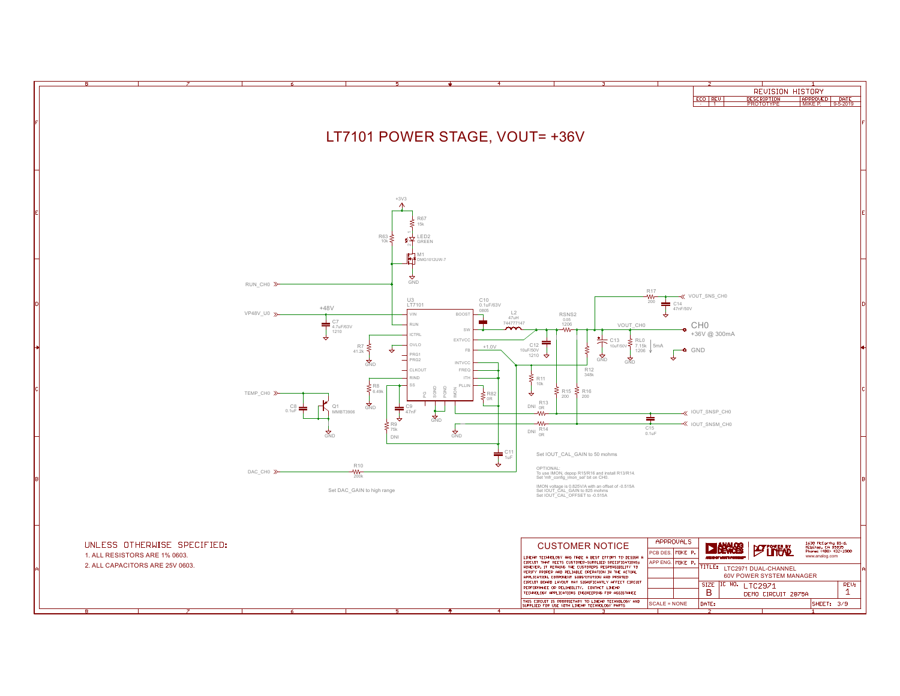# LT7101 POWER STAGE, VOUT= +36V

## REVISION HISTORY

| ECO | REV | DESCRIPTION | APPROVED | DATE |
|---|---|---|---|---|
| - | 1 | PROTOTYPE | MIKE P. | 9-5-2019 |

+3V3

R67 15k

R63 10k

LED2 GREEN

M1 DMG1012UW-7

GND

RUN_CH0

U3 LT7101

VP48V_U0

+48V

C7 4.7uF/63V 1210

VIN RUN ICTRL OVLO PRG1 PRG2 CLKOUT RIND SS PG SGND PGND IMON BOOST SW EXTVCC FB INTVCC FREQ ITH PLLIN

C10 0.1uF/63V 0805

L2 47uH 744777147

RSNS2 0.05 1206

R7 41.2k

+1.0V

C12 10uF/50V 1210

R17 200

C14 47nF/50V

VOUT_SNS_CH0

VOUT_CH0

CH0 +36V @ 300mA

GND

C13 10uF/50V

RL0 7.15k 1206

5mA

R12 348k

R11 10k

R15 200

R16 200

R8 6.49k

TEMP_CH0

C8 0.1uF

Q1 MMBT3906

C9 47nF

R9 75k DNI

R82 0R

R13 0R DNI

R14 0R DNI

IOUT_SNSP_CH0

IOUT_SNSM_CH0

C15 0.1uF

C11 1uF

DAC_CH0

R10 200k

Set IOUT_CAL_GAIN to 50 mohms

OPTIONAL:
To use IMON, depop R15/R16 and install R13/R14.
Set 'mfr_config_imon_sel' bit on CH0.

IMON voltage is 0.825V/A with an offset of -0.515A
Set IOUT_CAL_GAIN to 825 mohms
Set IOUT_CAL_OFFSET to -0.515A

Set DAC_GAIN to high range

UNLESS OTHERWISE SPECIFIED:

1. ALL RESISTORS ARE 1% 0603.
2. ALL CAPACITORS ARE 25V 0603.

## CUSTOMER NOTICE

LINEAR TECHNOLOGY HAS MADE A BEST EFFORT TO DESIGN A CIRCUIT THAT MEETS CUSTOMER-SUPPLIED SPECIFICATIONS; HOWEVER, IT REMAINS THE CUSTOMERS RESPONSIBILITY TO VERIFY PROPER AND RELIABLE OPERATION IN THE ACTUAL APPLICATION. COMPONENT SUBSTITUTION AND PRINTED CIRCUIT BOARD LAYOUT MAY SIGNIFICANTLY AFFECT CIRCUIT PERFORMANCE OR RELIABILITY. CONTACT LINEAR TECHNOLOGY APPLICATIONS ENGINEERING FOR ASSISTANCE.

THIS CIRCUIT IS PROPRIETARY TO LINEAR TECHNOLOGY AND SUPPLIED FOR USE WITH LINEAR TECHNOLOGY PARTS.

| APPROVALS | |
|---|---|
| PCB DES. | MIKE P. |
| APP ENG. | MIKE P. |

SCALE = NONE

1630 McCarthy Blvd. Milpitas, CA 95035 Phone: (408) 432-1900 www.analog.com

TITLE: LTC2971 DUAL-CHANNEL 60V POWER SYSTEM MANAGER

SIZE B | IC NO. LTC2971 | DEMO CIRCUIT 2875A | REV. 1

DATE: | SHEET: 3/9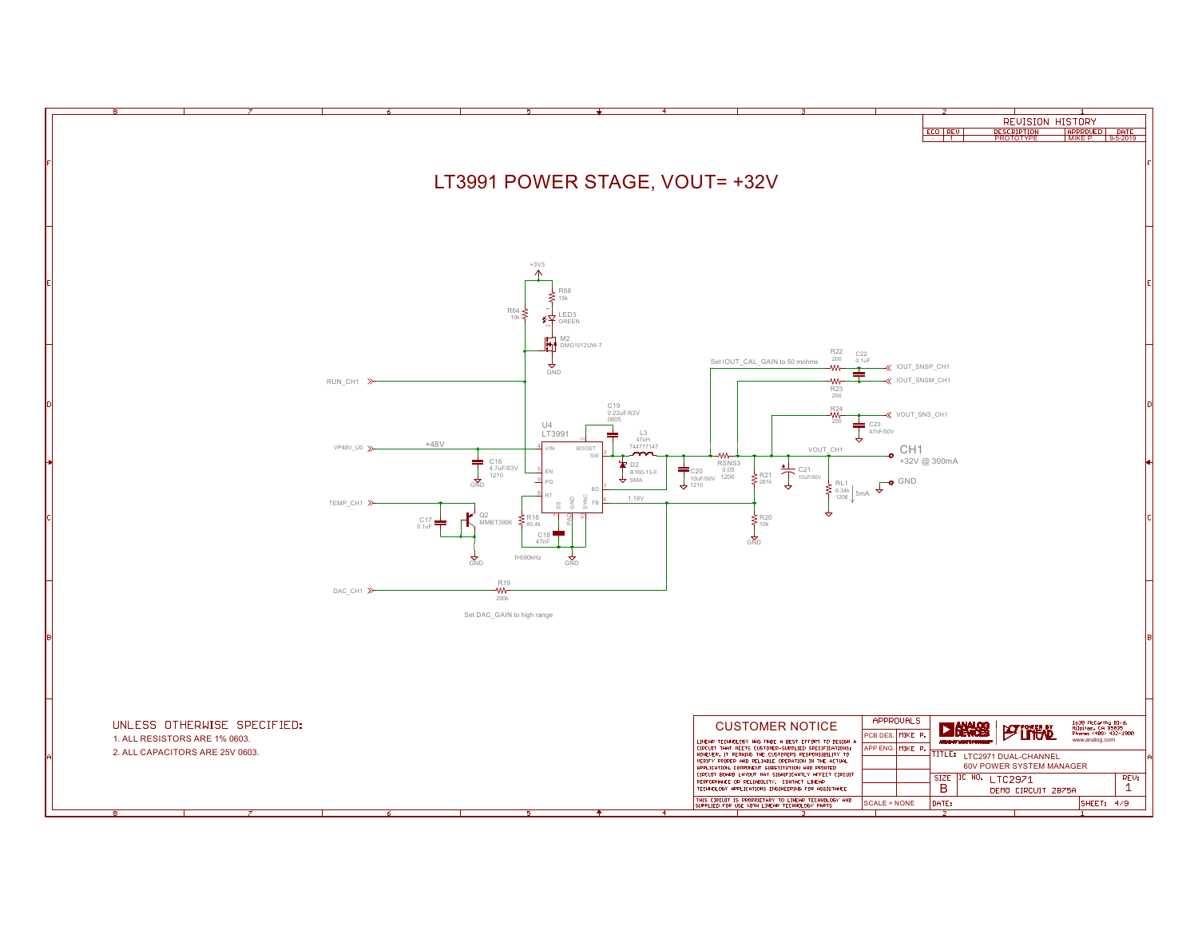| REVISION HISTORY | | | | |
|---|---|---|---|---|
| ECO | REV | DESCRIPTION | APPROVED | DATE |
| - | 1 | PROTOTYPE | MIKE P. | 9-5-2019 |

# LT3991 POWER STAGE, VOUT= +32V

+3V3

R68 15k

R64 10k

LED3 GREEN

M2 DMG1012UW-7

GND

RUN_CH1

U4 LT3991

VP48V_U0

+48V

C16 4.7uF/63V 1210

GND

VIN, EN, PG, RT, BOOST, SW, BD, FB, SS, GND, SYNC, PAD

C19 0.22uF/63V 0805

L3 47uH 744777147

D2 B160-13-F SMA

C20 10uF/50V 1210

RSNS3 0.05 1206

R21 261k

C21 10uF/50V

VOUT_CH1

CH1 +32V @ 300mA

RL1 6.34k 1206

5mA

GND

Set IOUT_CAL_GAIN to 50 mohms

R22 200

C22 0.1uF

IOUT_SNSP_CH1

R23 200

IOUT_SNSM_CH1

R24 200

C23 47nF/50V

VOUT_SNS_CH1

TEMP_CH1

C17 0.1uF

Q2 MMBT3906

GND

R18 60.4k

C18 47nF

f=690kHz

GND

1.19V

R20 10k

GND

DAC_CH1

R19 200k

Set DAC_GAIN to high range

UNLESS OTHERWISE SPECIFIED:

1. ALL RESISTORS ARE 1% 0603.

2. ALL CAPACITORS ARE 25V 0603.

**CUSTOMER NOTICE**

LINEAR TECHNOLOGY HAS MADE A BEST EFFORT TO DESIGN A CIRCUIT THAT MEETS CUSTOMER-SUPPLIED SPECIFICATIONS; HOWEVER, IT REMAINS THE CUSTOMERS RESPONSIBILITY TO VERIFY PROPER AND RELIABLE OPERATION IN THE ACTUAL APPLICATION. COMPONENT SUBSTITUTION AND PRINTED CIRCUIT BOARD LAYOUT MAY SIGNIFICANTLY AFFECT CIRCUIT PERFORMANCE OR RELIABILITY. CONTACT LINEAR TECHNOLOGY APPLICATIONS ENGINEERING FOR ASSISTANCE.

THIS CIRCUIT IS PROPRIETARY TO LINEAR TECHNOLOGY AND SUPPLIED FOR USE WITH LINEAR TECHNOLOGY PARTS.

| APPROVALS | |
|---|---|
| PCB DES. | MIKE P. |
| APP ENG. | MIKE P. |

SCALE = NONE

1630 McCarthy Blvd. Milpitas, CA 95035 Phone: (408) 432-1900 www.analog.com

TITLE: LTC2971 DUAL-CHANNEL 60V POWER SYSTEM MANAGER

SIZE B | IC NO. LTC2971 | DEMO CIRCUIT 2875A | REV: 1

DATE: | SHEET: 4/9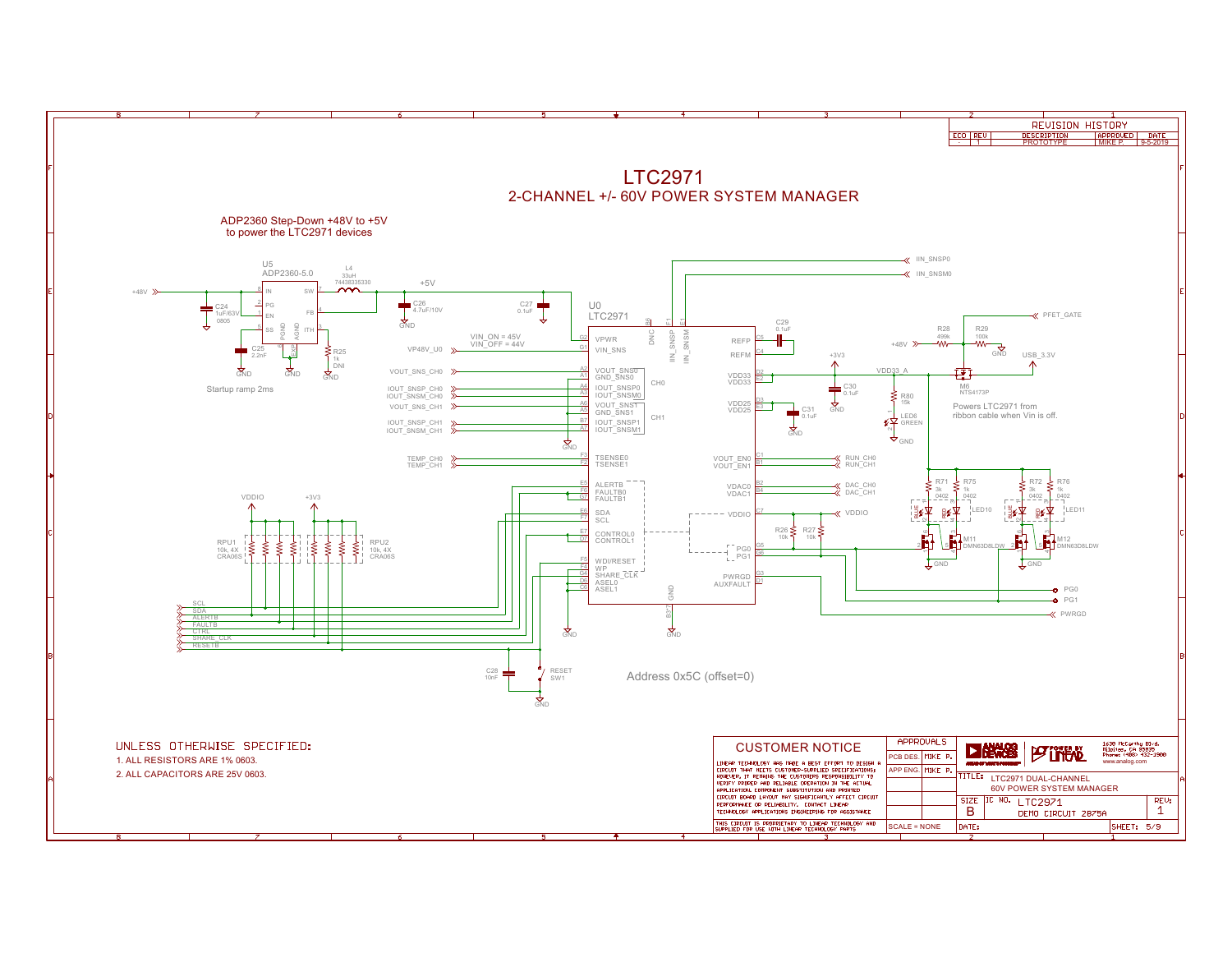# LTC2971

## 2-CHANNEL +/- 60V POWER SYSTEM MANAGER

| REVISION HISTORY | | | | |
|---|---|---|---|---|
| ECO | REV | DESCRIPTION | APPROVED | DATE |
| - | 1 | PROTOTYPE | MIKE P. | 9-5-2019 |

ADP2360 Step-Down +48V to +5V to power the LTC2971 devices

Startup ramp 2ms

VIN_ON = 45V
VIN_OFF = 44V

Powers LTC2971 from ribbon cable when Vin is off.

Address 0x5C (offset=0)

UNLESS OTHERWISE SPECIFIED:

1. ALL RESISTORS ARE 1% 0603.
2. ALL CAPACITORS ARE 25V 0603.

**CUSTOMER NOTICE**

LINEAR TECHNOLOGY HAS MADE A BEST EFFORT TO DESIGN A CIRCUIT THAT MEETS CUSTOMER-SUPPLIED SPECIFICATIONS; HOWEVER, IT REMAINS THE CUSTOMERS RESPONSIBILITY TO VERIFY PROPER AND RELIABLE OPERATION IN THE ACTUAL APPLICATION. COMPONENT SUBSTITUTION AND PRINTED CIRCUIT BOARD LAYOUT MAY SIGNIFICANTLY AFFECT CIRCUIT PERFORMANCE OR RELIABILITY. CONTACT LINEAR TECHNOLOGY APPLICATIONS ENGINEERING FOR ASSISTANCE.

THIS CIRCUIT IS PROPRIETARY TO LINEAR TECHNOLOGY AND SUPPLIED FOR USE WITH LINEAR TECHNOLOGY PARTS.

| APPROVALS | |
|---|---|
| PCB DES. | MIKE P. |
| APP ENG. | MIKE P. |

SCALE = NONE

1630 McCarthy Blvd. Milpitas, CA 95035 Phone: (408) 432-1900 www.analog.com

TITLE: LTC2971 DUAL-CHANNEL 60V POWER SYSTEM MANAGER

SIZE: B | IC NO. LTC2971 | DEMO CIRCUIT 2875A | REV: 1

DATE: | SHEET: 5/9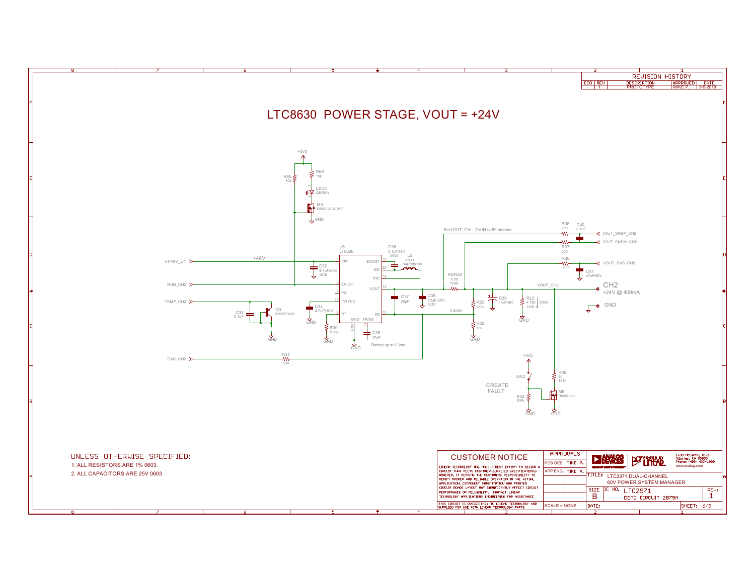# LTC8630 POWER STAGE, VOUT = +24V

| REVISION HISTORY | | | | |
|---|---|---|---|---|
| ECO | REV | DESCRIPTION | APPROVED | DATE |
| - | 1 | PROTOTYPE | MIKE P. | 9-5-2019 |

+3V3

R65 10k

R69 15k

LED4 GREEN

M3 DMG1012UW-7

GND

U6 LT8630

VP48V_U1 — +48V — VIN

C32 4.7uF/63V 1210

RUN_CH2 — EN/UV

PG

TEMP_CH2 — INTVCC

C33 0.1uF

Q3 MMBT3906

C34 4.7uF/10V

RT

R30 8.66k

GND TR/SS

C35 47nF

Ramps up in 8.3ms

C36 0.1uF/63V 0805

L5 33uH 7447785133

BOOST, SW, IND, VOUT, FB

C37 22pF

C38 10uF/35V 1210

RSNS4 0.05 1206

Set IOUT_CAL_GAIN to 50 mohms

R36 200 — C40 0.1uF — IOUT_SNSP_CH2

R37 200 — IOUT_SNSM_CH2

R38 200 — VOUT_SNS_CH2

C41 47nF/50V

R33 287k

0.808V

R32 10k

C39 10uF/35V

RL2 4.75k 1206 — 5mA

VOUT_CH2

CH2 +24V @ 400mA

GND

DAC_CH2 — R31 124k

+3V3

SW2

CREATE FAULT

R34 100k

R35 20 1210

M8 DMN6140L

GND

UNLESS OTHERWISE SPECIFIED:

1. ALL RESISTORS ARE 1% 0603.
2. ALL CAPACITORS ARE 25V 0603.

## CUSTOMER NOTICE

LINEAR TECHNOLOGY HAS MADE A BEST EFFORT TO DESIGN A CIRCUIT THAT MEETS CUSTOMER-SUPPLIED SPECIFICATIONS; HOWEVER, IT REMAINS THE CUSTOMERS RESPONSIBILITY TO VERIFY PROPER AND RELIABLE OPERATION IN THE ACTUAL APPLICATION. COMPONENT SUBSTITUTION AND PRINTED CIRCUIT BOARD LAYOUT MAY SIGNIFICANTLY AFFECT CIRCUIT PERFORMANCE OR RELIABILITY. CONTACT LINEAR TECHNOLOGY APPLICATIONS ENGINEERING FOR ASSISTANCE.

THIS CIRCUIT IS PROPRIETARY TO LINEAR TECHNOLOGY AND SUPPLIED FOR USE WITH LINEAR TECHNOLOGY PARTS.

| APPROVALS | |
|---|---|
| PCB DES. | MIKE P. |
| APP ENG. | MIKE P. |

SCALE = NONE

1630 McCarthy Blvd. Milpitas, CA 95035 Phone: (408) 432-1900 www.analog.com

TITLE: LTC2971 DUAL-CHANNEL 60V POWER SYSTEM MANAGER

SIZE B — IC NO. LTC2971 — DEMO CIRCUIT 2875A — REV: 1

DATE: — SHEET: 6/9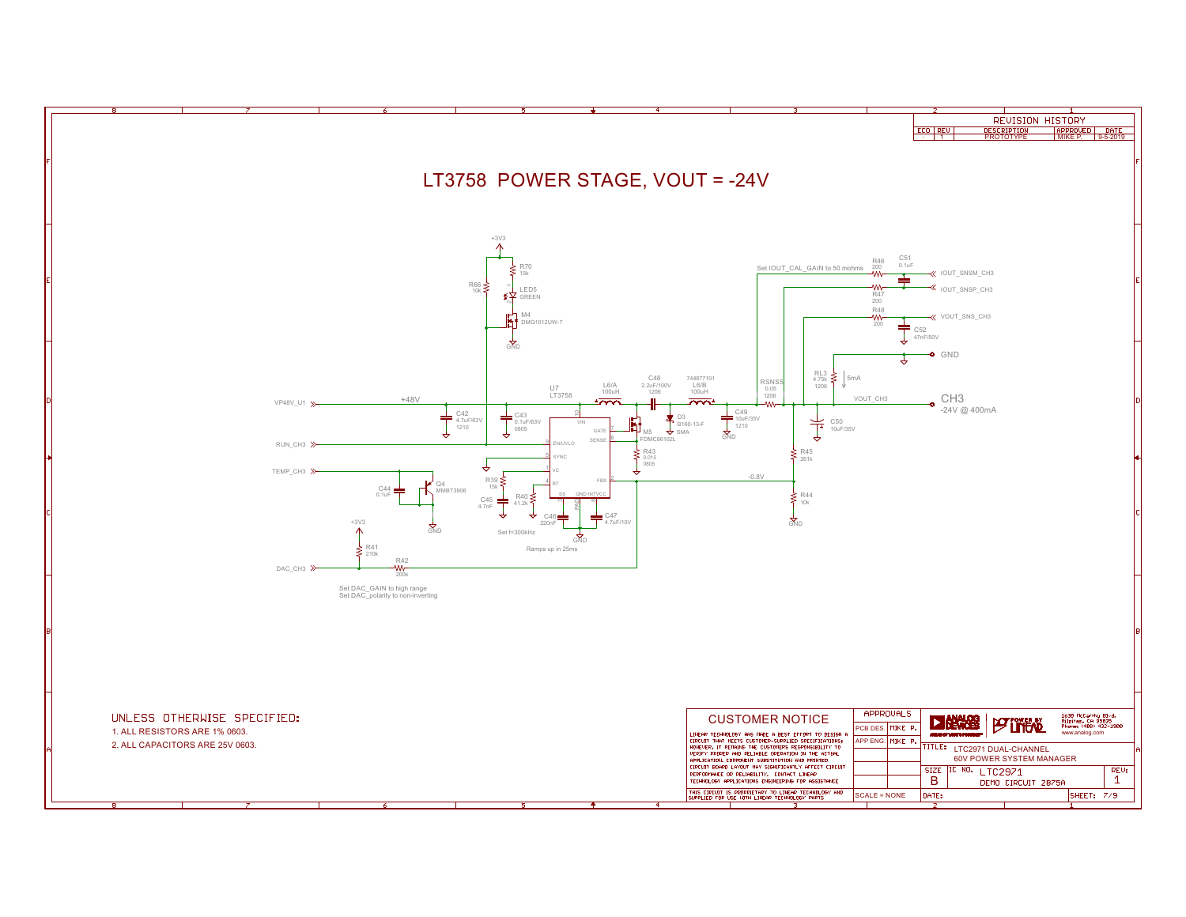# LT3758 POWER STAGE, VOUT = -24V

**REVISION HISTORY**

| ECO | REV | DESCRIPTION | APPROVED | DATE |
|---|---|---|---|---|
| - | 1 | PROTOTYPE | MIKE P. | 9-5-2019 |

+3V3

R70 15k

R66 10k

LED5 GREEN

M4 DMG1012UW-7

GND

Set IOUT_CAL_GAIN to 50 mohms

R46 200

C51 0.1uF

IOUT_SNSM_CH3

IOUT_SNSP_CH3

R47 200

R48 200

VOUT_SNS_CH3

C52 47nF/50V

GND

RL3 4.75k 1206

5mA

VP48V_U1

+48V

C42 4.7uF/63V 1210

C43 0.1uF/63V 0805

U7 LT3758

L6/A 100uH

C48 2.2uF/100V 1206

744877101 L6/B 100uH

RSNS5 0.05 1206

VOUT_CH3

CH3 -24V @ 400mA

VIN, GATE, SENSE, EN/UVLO, SYNC, VC, RT, FBX, SS, GND, INTVCC

M5 FDMC86102L

D3 B160-13-F SMA

C49 10uF/35V 1210

C50 10uF/35V

RUN_CH3

R43 0.015 0805

R45 261k

TEMP_CH3

-0.8V

C44 0.1uF

Q4 MMBT3906

R39 15k

R40 41.2k

C45 4.7nF

C46 220nF

C47 4.7uF/10V

R44 10k

GND

Set f=300kHz

Ramps up in 25ms

+3V3

R41 210k

R42 200k

DAC_CH3

Set DAC_GAIN to high range
Set DAC_polarity to non-inverting

UNLESS OTHERWISE SPECIFIED:

1. ALL RESISTORS ARE 1% 0603.
2. ALL CAPACITORS ARE 25V 0603.

**CUSTOMER NOTICE**

LINEAR TECHNOLOGY HAS MADE A BEST EFFORT TO DESIGN A CIRCUIT THAT MEETS CUSTOMER-SUPPLIED SPECIFICATIONS; HOWEVER, IT REMAINS THE CUSTOMERS RESPONSIBILITY TO VERIFY PROPER AND RELIABLE OPERATION IN THE ACTUAL APPLICATION. COMPONENT SUBSTITUTION AND PRINTED CIRCUIT BOARD LAYOUT MAY SIGNIFICANTLY AFFECT CIRCUIT PERFORMANCE OR RELIABILITY. CONTACT LINEAR TECHNOLOGY APPLICATIONS ENGINEERING FOR ASSISTANCE.

THIS CIRCUIT IS PROPRIETARY TO LINEAR TECHNOLOGY AND SUPPLIED FOR USE WITH LINEAR TECHNOLOGY PARTS

| APPROVALS | |
|---|---|
| PCB DES. | MIKE P. |
| APP ENG. | MIKE P. |

SCALE = NONE

ANALOG DEVICES — POWER BY LINEAR

1630 McCarthy Blvd. Milpitas, CA 95035 Phone: (408) 432-1900 www.analog.com

TITLE: LTC2971 DUAL-CHANNEL 60V POWER SYSTEM MANAGER

SIZE B | IC NO. LTC2971 | DEMO CIRCUIT 2875A | REV: 1

DATE: | SHEET: 7/9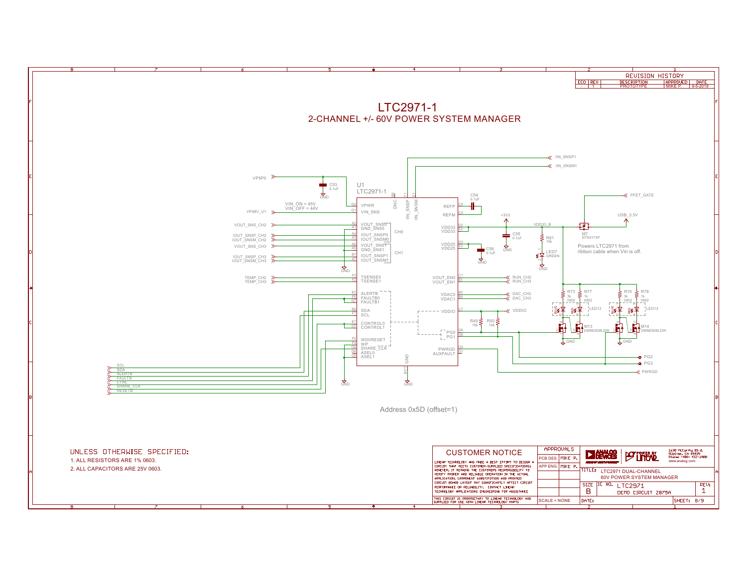# LTC2971-1

## 2-CHANNEL +/- 60V POWER SYSTEM MANAGER

| REVISION HISTORY | | | | |
|---|---|---|---|---|
| ECO | REV | DESCRIPTION | APPROVED | DATE |
| - | 1 | PROTOTYPE | MIKE P. | 9-5-2019 |

U1
LTC2971-1

VIN_ON = 45V
VIN_OFF = 44V

Powers LTC2971 from ribbon cable when Vin is off.

Address 0x5D (offset=1)

UNLESS OTHERWISE SPECIFIED:

1. ALL RESISTORS ARE 1% 0603.
2. ALL CAPACITORS ARE 25V 0603.

### CUSTOMER NOTICE

LINEAR TECHNOLOGY HAS MADE A BEST EFFORT TO DESIGN A CIRCUIT THAT MEETS CUSTOMER-SUPPLIED SPECIFICATIONS; HOWEVER, IT REMAINS THE CUSTOMERS RESPONSIBILITY TO VERIFY PROPER AND RELIABLE OPERATION IN THE ACTUAL APPLICATION. COMPONENT SUBSTITUTION AND PRINTED CIRCUIT BOARD LAYOUT MAY SIGNIFICANTLY AFFECT CIRCUIT PERFORMANCE OR RELIABILITY. CONTACT LINEAR TECHNOLOGY APPLICATIONS ENGINEERING FOR ASSISTANCE.

THIS CIRCUIT IS PROPRIETARY TO LINEAR TECHNOLOGY AND SUPPLIED FOR USE WITH LINEAR TECHNOLOGY PARTS.

| APPROVALS | |
|---|---|
| PCB DES. | MIKE P. |
| APP ENG. | MIKE P. |

SCALE = NONE

1630 McCarthy Blvd.
Milpitas, CA 95035
Phone: (408) 432-1900
www.analog.com

TITLE: LTC2971 DUAL-CHANNEL 60V POWER SYSTEM MANAGER

SIZE: B | IC NO.: LTC2971 | DEMO CIRCUIT 2875A | REV: 1

DATE: | SHEET: 8/9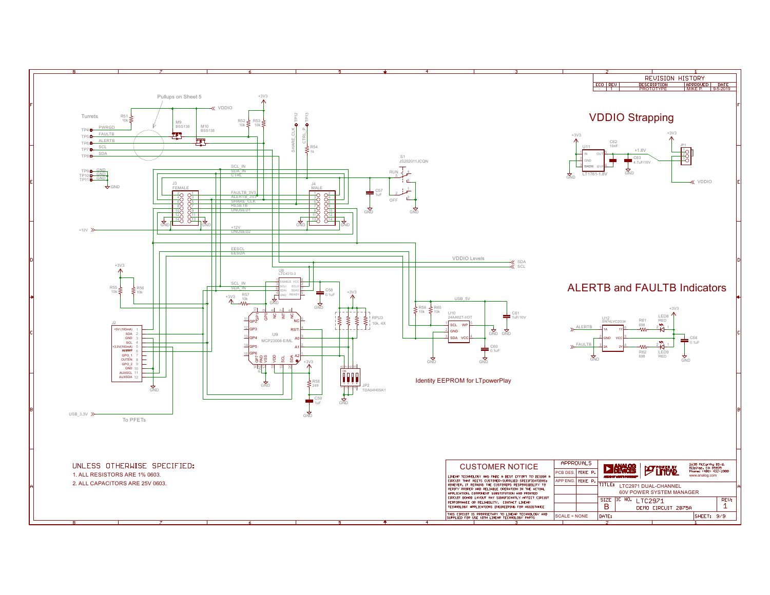## REVISION HISTORY

| ECO | REV | DESCRIPTION | APPROVED | DATE |
|---|---|---|---|---|
| - | 1 | PROTOTYPE | MIKE P. | 9-5-2019 |

## VDDIO Strapping

U11 LT1761-1.8V
IN, GND, SHDN, OUT, BYP
C62 10nF
+1.8V
C63 4.7uF/10V
+3V3
JP1
VDDIO

## ALERTB and FAULTB Indicators

U12 SN74LVC2G34
ALERTB
FAULTB
1A, GND, 2A, 1Y, VCC, 2Y
R61 698
R62 698
LED8 RED
LED9 RED
C64 0.1uF
+3V3

Turrets

Pullups on Sheet 5

R51 10k
VDDIO
M9 BSS138
M10 BSS138
R52 10k
R53 10k
+3V3
TP4 PWRGD
TP5 FAULTB
TP6 ALERTB
TP7 SCL
TP8 SDA
TP9 GND
TP10 GND
TP11 GND
TP12 SHARE_CLK
TP13 CTRL_P
R54 1k

S1 JS202011JCQN
RUN
OFF
C57 1uF

J3 FEMALE
J4 MALE
SCL_IN
SDA_IN
CTRL
FAULTB_3V3
ALERTB_3V3
SHARE_CLK
RESETB
UNUSED1
+12V
UNUSED2
EESCL
EESDA

VDDIO Levels
SDA
SCL

U8 LTC4313-3
ENABLE, VCC, SCLI, SCLO, SDAI, SDAO, GND, READY
C58 0.1uF
R55 10k
R56 10k
R57 10k

U9 MCP23008-E/ML
GP0–GP7, NC, RST, A0, A1, A2, VDD, VSS, SCL, SDA, INT, PAD
R58 249
C59 1uF
RPU3 10k, 4X
JP2 TDA04H0SK1

J2
+5V (100mA) 1
SDA 2
GND 3
SCL 4
+3.3V(100mA) 5
ALERT 6
GPO_1 7
OUTEN 8
GPO_2 9
GND 10
AUXSCL 11
AUXSDA 12

USB_3.3V
To PFETs

USB_5V
R59 10k
R60 10k
U10 24AA02T-I/OT
SCL, WP, GND, SDA, VCC
C61 1uF/10V
C60 0.1uF

Identity EEPROM for LTpowerPlay

UNLESS OTHERWISE SPECIFIED:

1. ALL RESISTORS ARE 1% 0603.
2. ALL CAPACITORS ARE 25V 0603.

## CUSTOMER NOTICE

LINEAR TECHNOLOGY HAS MADE A BEST EFFORT TO DESIGN A CIRCUIT THAT MEETS CUSTOMER-SUPPLIED SPECIFICATIONS; HOWEVER, IT REMAINS THE CUSTOMERS RESPONSIBILITY TO VERIFY PROPER AND RELIABLE OPERATION IN THE ACTUAL APPLICATION. COMPONENT SUBSTITUTION AND PRINTED CIRCUIT BOARD LAYOUT MAY SIGNIFICANTLY AFFECT CIRCUIT PERFORMANCE OR RELIABILITY. CONTACT LINEAR TECHNOLOGY APPLICATIONS ENGINEERING FOR ASSISTANCE.

THIS CIRCUIT IS PROPRIETARY TO LINEAR TECHNOLOGY AND SUPPLIED FOR USE WITH LINEAR TECHNOLOGY PARTS

| APPROVALS | |
|---|---|
| PCB DES. | MIKE P. |
| APP ENG. | MIKE P. |

SCALE = NONE

ANALOG DEVICES — POWERED BY LINEAR

1630 McCarthy Blvd.
Milpitas, CA 95035
Phone: (408) 432-1900
www.analog.com

TITLE: LTC2971 DUAL-CHANNEL 60V POWER SYSTEM MANAGER

SIZE: B
IC NO.: LTC2971
DEMO CIRCUIT 2875A
REV: 1
DATE:
SHEET: 9/9